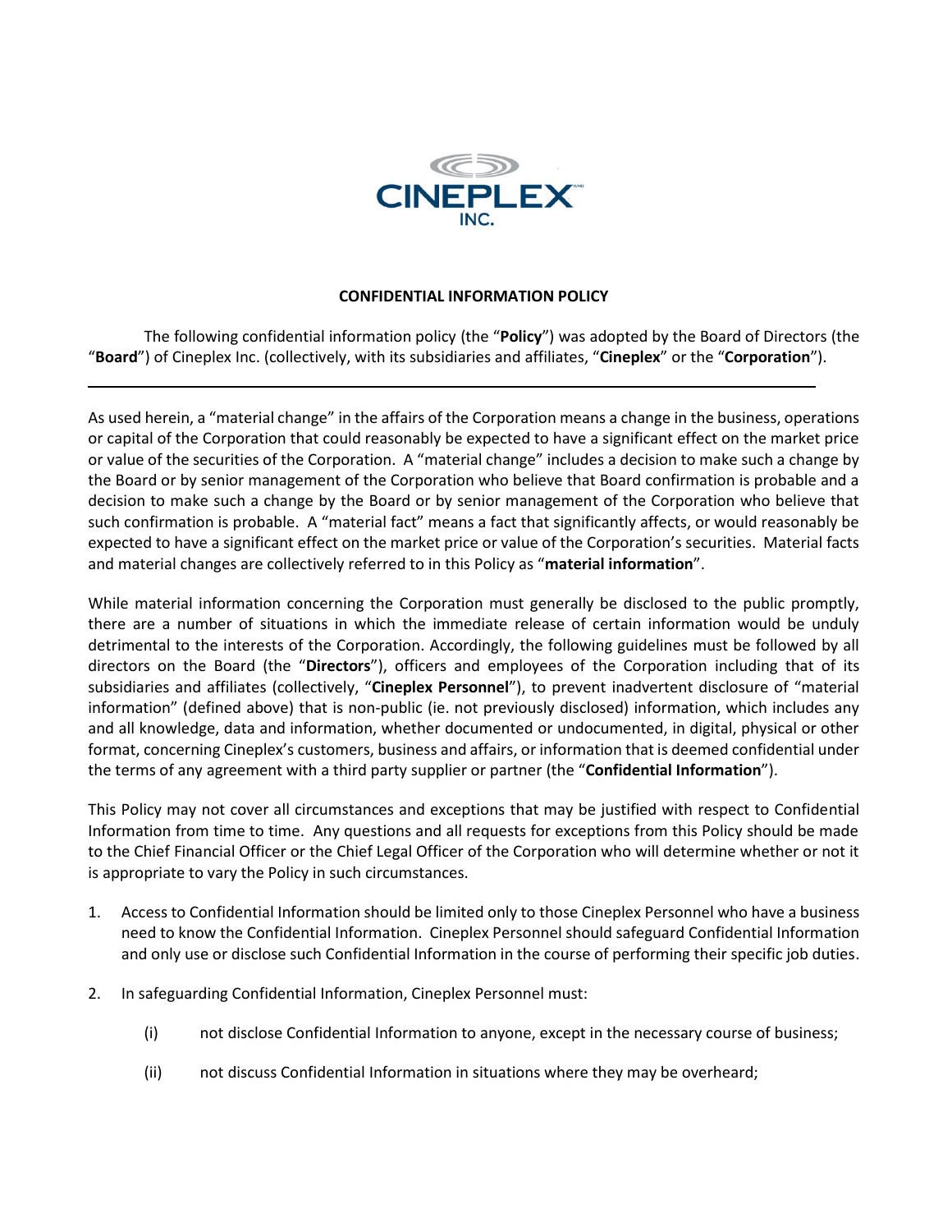CINEPLEX INC.

**CONFIDENTIAL INFORMATION POLICY**

The following confidential information policy (the "**Policy**") was adopted by the Board of Directors (the "**Board**") of Cineplex Inc. (collectively, with its subsidiaries and affiliates, "**Cineplex**" or the "**Corporation**").

---

As used herein, a "material change" in the affairs of the Corporation means a change in the business, operations or capital of the Corporation that could reasonably be expected to have a significant effect on the market price or value of the securities of the Corporation. A "material change" includes a decision to make such a change by the Board or by senior management of the Corporation who believe that Board confirmation is probable and a decision to make such a change by the Board or by senior management of the Corporation who believe that such confirmation is probable. A "material fact" means a fact that significantly affects, or would reasonably be expected to have a significant effect on the market price or value of the Corporation's securities. Material facts and material changes are collectively referred to in this Policy as "**material information**".

While material information concerning the Corporation must generally be disclosed to the public promptly, there are a number of situations in which the immediate release of certain information would be unduly detrimental to the interests of the Corporation. Accordingly, the following guidelines must be followed by all directors on the Board (the "**Directors**"), officers and employees of the Corporation including that of its subsidiaries and affiliates (collectively, "**Cineplex Personnel**"), to prevent inadvertent disclosure of "material information" (defined above) that is non-public (ie. not previously disclosed) information, which includes any and all knowledge, data and information, whether documented or undocumented, in digital, physical or other format, concerning Cineplex's customers, business and affairs, or information that is deemed confidential under the terms of any agreement with a third party supplier or partner (the "**Confidential Information**").

This Policy may not cover all circumstances and exceptions that may be justified with respect to Confidential Information from time to time. Any questions and all requests for exceptions from this Policy should be made to the Chief Financial Officer or the Chief Legal Officer of the Corporation who will determine whether or not it is appropriate to vary the Policy in such circumstances.

1. Access to Confidential Information should be limited only to those Cineplex Personnel who have a business need to know the Confidential Information. Cineplex Personnel should safeguard Confidential Information and only use or disclose such Confidential Information in the course of performing their specific job duties.

2. In safeguarding Confidential Information, Cineplex Personnel must:

   (i) not disclose Confidential Information to anyone, except in the necessary course of business;

   (ii) not discuss Confidential Information in situations where they may be overheard;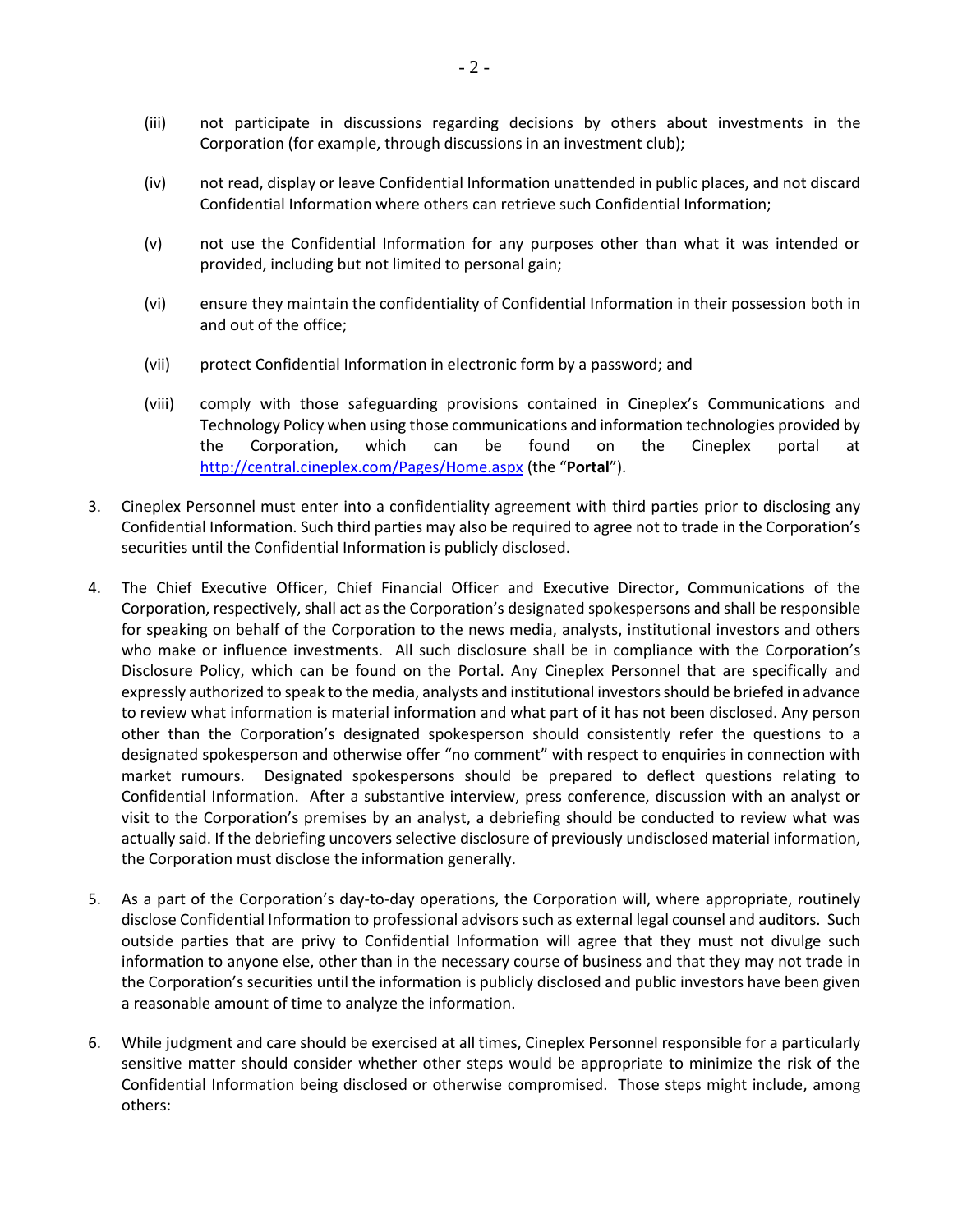(iii) not participate in discussions regarding decisions by others about investments in the Corporation (for example, through discussions in an investment club);

(iv) not read, display or leave Confidential Information unattended in public places, and not discard Confidential Information where others can retrieve such Confidential Information;

(v) not use the Confidential Information for any purposes other than what it was intended or provided, including but not limited to personal gain;

(vi) ensure they maintain the confidentiality of Confidential Information in their possession both in and out of the office;

(vii) protect Confidential Information in electronic form by a password; and

(viii) comply with those safeguarding provisions contained in Cineplex's Communications and Technology Policy when using those communications and information technologies provided by the Corporation, which can be found on the Cineplex portal at http://central.cineplex.com/Pages/Home.aspx (the "**Portal**").

3. Cineplex Personnel must enter into a confidentiality agreement with third parties prior to disclosing any Confidential Information. Such third parties may also be required to agree not to trade in the Corporation's securities until the Confidential Information is publicly disclosed.

4. The Chief Executive Officer, Chief Financial Officer and Executive Director, Communications of the Corporation, respectively, shall act as the Corporation's designated spokespersons and shall be responsible for speaking on behalf of the Corporation to the news media, analysts, institutional investors and others who make or influence investments. All such disclosure shall be in compliance with the Corporation's Disclosure Policy, which can be found on the Portal. Any Cineplex Personnel that are specifically and expressly authorized to speak to the media, analysts and institutional investors should be briefed in advance to review what information is material information and what part of it has not been disclosed. Any person other than the Corporation's designated spokesperson should consistently refer the questions to a designated spokesperson and otherwise offer "no comment" with respect to enquiries in connection with market rumours. Designated spokespersons should be prepared to deflect questions relating to Confidential Information. After a substantive interview, press conference, discussion with an analyst or visit to the Corporation's premises by an analyst, a debriefing should be conducted to review what was actually said. If the debriefing uncovers selective disclosure of previously undisclosed material information, the Corporation must disclose the information generally.

5. As a part of the Corporation's day-to-day operations, the Corporation will, where appropriate, routinely disclose Confidential Information to professional advisors such as external legal counsel and auditors. Such outside parties that are privy to Confidential Information will agree that they must not divulge such information to anyone else, other than in the necessary course of business and that they may not trade in the Corporation's securities until the information is publicly disclosed and public investors have been given a reasonable amount of time to analyze the information.

6. While judgment and care should be exercised at all times, Cineplex Personnel responsible for a particularly sensitive matter should consider whether other steps would be appropriate to minimize the risk of the Confidential Information being disclosed or otherwise compromised. Those steps might include, among others: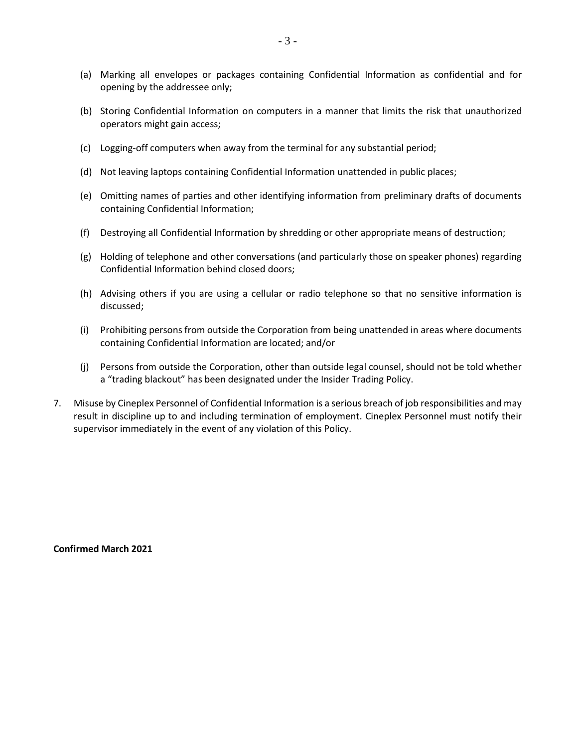(a) Marking all envelopes or packages containing Confidential Information as confidential and for opening by the addressee only;

(b) Storing Confidential Information on computers in a manner that limits the risk that unauthorized operators might gain access;

(c) Logging-off computers when away from the terminal for any substantial period;

(d) Not leaving laptops containing Confidential Information unattended in public places;

(e) Omitting names of parties and other identifying information from preliminary drafts of documents containing Confidential Information;

(f) Destroying all Confidential Information by shredding or other appropriate means of destruction;

(g) Holding of telephone and other conversations (and particularly those on speaker phones) regarding Confidential Information behind closed doors;

(h) Advising others if you are using a cellular or radio telephone so that no sensitive information is discussed;

(i) Prohibiting persons from outside the Corporation from being unattended in areas where documents containing Confidential Information are located; and/or

(j) Persons from outside the Corporation, other than outside legal counsel, should not be told whether a "trading blackout" has been designated under the Insider Trading Policy.

7. Misuse by Cineplex Personnel of Confidential Information is a serious breach of job responsibilities and may result in discipline up to and including termination of employment. Cineplex Personnel must notify their supervisor immediately in the event of any violation of this Policy.

**Confirmed March 2021**